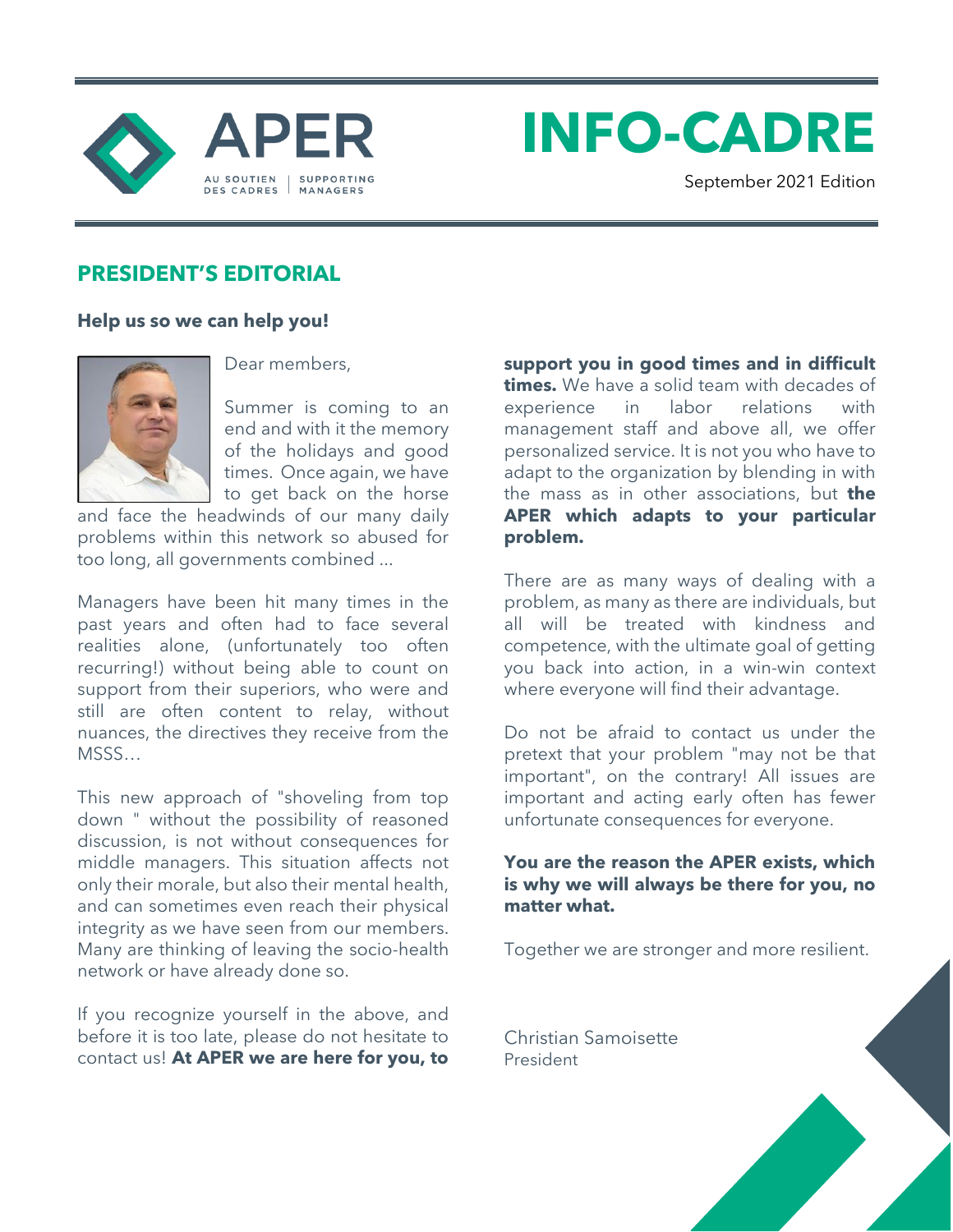APER

AU SOUTIEN DES CADRES | SUPPORTING MANAGERS

# INFO-CADRE

September 2021 Edition

## PRESIDENT'S EDITORIAL

### Help us so we can help you!

Dear members,

Summer is coming to an end and with it the memory of the holidays and good times. Once again, we have to get back on the horse and face the headwinds of our many daily problems within this network so abused for too long, all governments combined ...

Managers have been hit many times in the past years and often had to face several realities alone, (unfortunately too often recurring!) without being able to count on support from their superiors, who were and still are often content to relay, without nuances, the directives they receive from the MSSS…

This new approach of "shoveling from top down " without the possibility of reasoned discussion, is not without consequences for middle managers. This situation affects not only their morale, but also their mental health, and can sometimes even reach their physical integrity as we have seen from our members. Many are thinking of leaving the socio-health network or have already done so.

If you recognize yourself in the above, and before it is too late, please do not hesitate to contact us! **At APER we are here for you, to support you in good times and in difficult times.** We have a solid team with decades of experience in labor relations with management staff and above all, we offer personalized service. It is not you who have to adapt to the organization by blending in with the mass as in other associations, but **the APER which adapts to your particular problem.**

There are as many ways of dealing with a problem, as many as there are individuals, but all will be treated with kindness and competence, with the ultimate goal of getting you back into action, in a win-win context where everyone will find their advantage.

Do not be afraid to contact us under the pretext that your problem "may not be that important", on the contrary! All issues are important and acting early often has fewer unfortunate consequences for everyone.

**You are the reason the APER exists, which is why we will always be there for you, no matter what.**

Together we are stronger and more resilient.

Christian Samoisette
President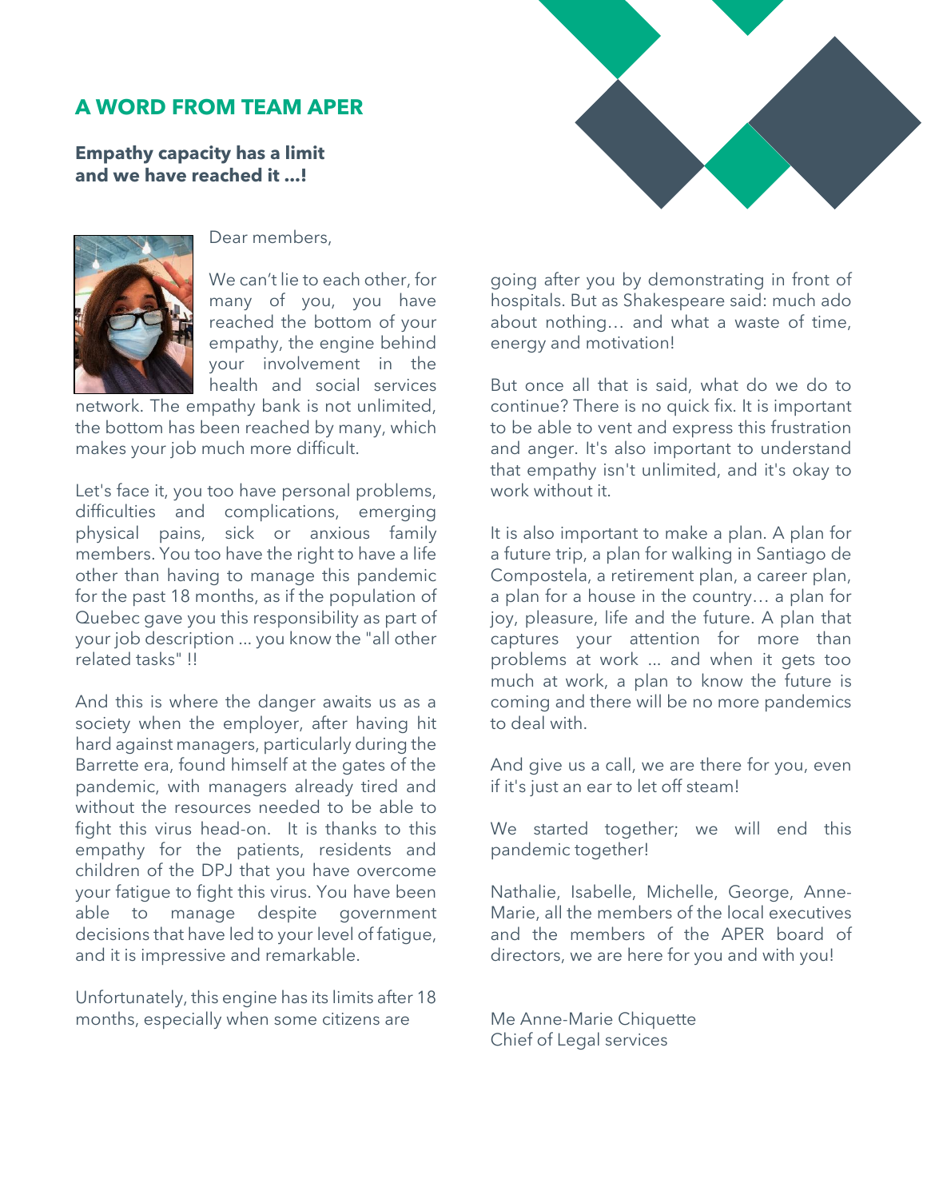## A WORD FROM TEAM APER

**Empathy capacity has a limit and we have reached it ...!**

Dear members,

We can't lie to each other, for many of you, you have reached the bottom of your empathy, the engine behind your involvement in the health and social services network. The empathy bank is not unlimited, the bottom has been reached by many, which makes your job much more difficult.

Let's face it, you too have personal problems, difficulties and complications, emerging physical pains, sick or anxious family members. You too have the right to have a life other than having to manage this pandemic for the past 18 months, as if the population of Quebec gave you this responsibility as part of your job description ... you know the "all other related tasks" !!

And this is where the danger awaits us as a society when the employer, after having hit hard against managers, particularly during the Barrette era, found himself at the gates of the pandemic, with managers already tired and without the resources needed to be able to fight this virus head-on. It is thanks to this empathy for the patients, residents and children of the DPJ that you have overcome your fatigue to fight this virus. You have been able to manage despite government decisions that have led to your level of fatigue, and it is impressive and remarkable.

Unfortunately, this engine has its limits after 18 months, especially when some citizens are going after you by demonstrating in front of hospitals. But as Shakespeare said: much ado about nothing… and what a waste of time, energy and motivation!

But once all that is said, what do we do to continue? There is no quick fix. It is important to be able to vent and express this frustration and anger. It's also important to understand that empathy isn't unlimited, and it's okay to work without it.

It is also important to make a plan. A plan for a future trip, a plan for walking in Santiago de Compostela, a retirement plan, a career plan, a plan for a house in the country… a plan for joy, pleasure, life and the future. A plan that captures your attention for more than problems at work ... and when it gets too much at work, a plan to know the future is coming and there will be no more pandemics to deal with.

And give us a call, we are there for you, even if it's just an ear to let off steam!

We started together; we will end this pandemic together!

Nathalie, Isabelle, Michelle, George, Anne-Marie, all the members of the local executives and the members of the APER board of directors, we are here for you and with you!

Me Anne-Marie Chiquette
Chief of Legal services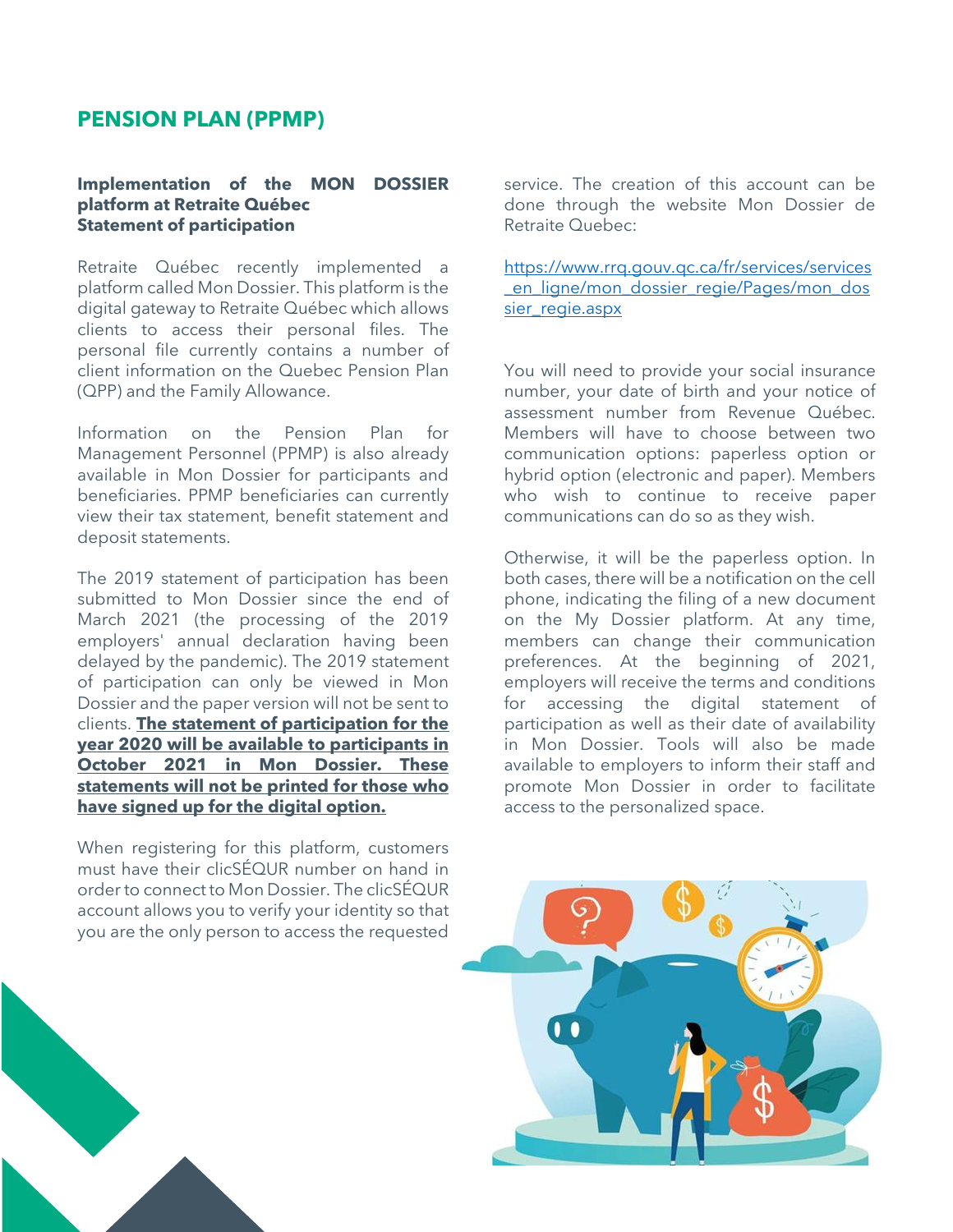## PENSION PLAN (PPMP)

### Implementation of the MON DOSSIER platform at Retraite Québec
### Statement of participation

Retraite Québec recently implemented a platform called Mon Dossier. This platform is the digital gateway to Retraite Québec which allows clients to access their personal files. The personal file currently contains a number of client information on the Quebec Pension Plan (QPP) and the Family Allowance.

Information on the Pension Plan for Management Personnel (PPMP) is also already available in Mon Dossier for participants and beneficiaries. PPMP beneficiaries can currently view their tax statement, benefit statement and deposit statements.

The 2019 statement of participation has been submitted to Mon Dossier since the end of March 2021 (the processing of the 2019 employers' annual declaration having been delayed by the pandemic). The 2019 statement of participation can only be viewed in Mon Dossier and the paper version will not be sent to clients. **The statement of participation for the year 2020 will be available to participants in October 2021 in Mon Dossier. These statements will not be printed for those who have signed up for the digital option.**

When registering for this platform, customers must have their clicSÉQUR number on hand in order to connect to Mon Dossier. The clicSÉQUR account allows you to verify your identity so that you are the only person to access the requested service. The creation of this account can be done through the website Mon Dossier de Retraite Quebec:

https://www.rrq.gouv.qc.ca/fr/services/services_en_ligne/mon_dossier_regie/Pages/mon_dossier_regie.aspx

You will need to provide your social insurance number, your date of birth and your notice of assessment number from Revenue Québec. Members will have to choose between two communication options: paperless option or hybrid option (electronic and paper). Members who wish to continue to receive paper communications can do so as they wish.

Otherwise, it will be the paperless option. In both cases, there will be a notification on the cell phone, indicating the filing of a new document on the My Dossier platform. At any time, members can change their communication preferences. At the beginning of 2021, employers will receive the terms and conditions for accessing the digital statement of participation as well as their date of availability in Mon Dossier. Tools will also be made available to employers to inform their staff and promote Mon Dossier in order to facilitate access to the personalized space.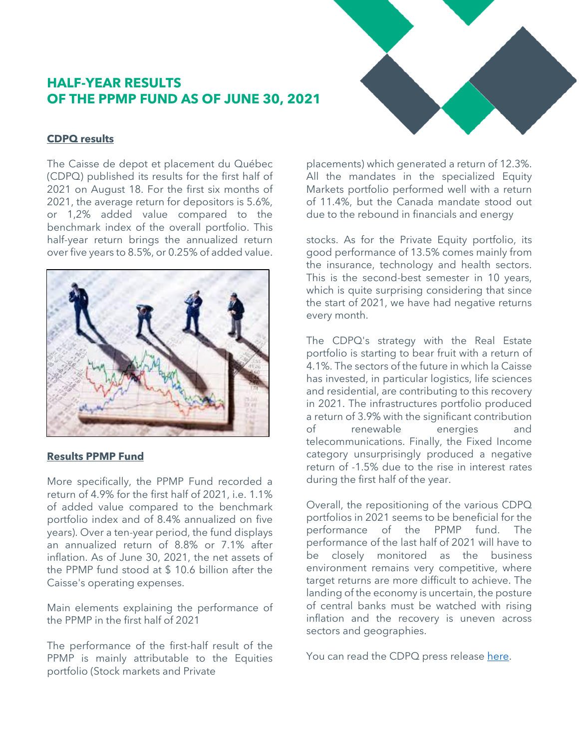# HALF-YEAR RESULTS OF THE PPMP FUND AS OF JUNE 30, 2021

## CDPQ results

The Caisse de depot et placement du Québec (CDPQ) published its results for the first half of 2021 on August 18. For the first six months of 2021, the average return for depositors is 5.6%, or 1,2% added value compared to the benchmark index of the overall portfolio. This half-year return brings the annualized return over five years to 8.5%, or 0.25% of added value.

## Results PPMP Fund

More specifically, the PPMP Fund recorded a return of 4.9% for the first half of 2021, i.e. 1.1% of added value compared to the benchmark portfolio index and of 8.4% annualized on five years). Over a ten-year period, the fund displays an annualized return of 8.8% or 7.1% after inflation. As of June 30, 2021, the net assets of the PPMP fund stood at $ 10.6 billion after the Caisse's operating expenses.

Main elements explaining the performance of the PPMP in the first half of 2021

The performance of the first-half result of the PPMP is mainly attributable to the Equities portfolio (Stock markets and Private placements) which generated a return of 12.3%. All the mandates in the specialized Equity Markets portfolio performed well with a return of 11.4%, but the Canada mandate stood out due to the rebound in financials and energy stocks. As for the Private Equity portfolio, its good performance of 13.5% comes mainly from the insurance, technology and health sectors. This is the second-best semester in 10 years, which is quite surprising considering that since the start of 2021, we have had negative returns every month.

The CDPQ's strategy with the Real Estate portfolio is starting to bear fruit with a return of 4.1%. The sectors of the future in which la Caisse has invested, in particular logistics, life sciences and residential, are contributing to this recovery in 2021. The infrastructures portfolio produced a return of 3.9% with the significant contribution of renewable energies and telecommunications. Finally, the Fixed Income category unsurprisingly produced a negative return of -1.5% due to the rise in interest rates during the first half of the year.

Overall, the repositioning of the various CDPQ portfolios in 2021 seems to be beneficial for the performance of the PPMP fund. The performance of the last half of 2021 will have to be closely monitored as the business environment remains very competitive, where target returns are more difficult to achieve. The landing of the economy is uncertain, the posture of central banks must be watched with rising inflation and the recovery is uneven across sectors and geographies.

You can read the CDPQ press release [here](#).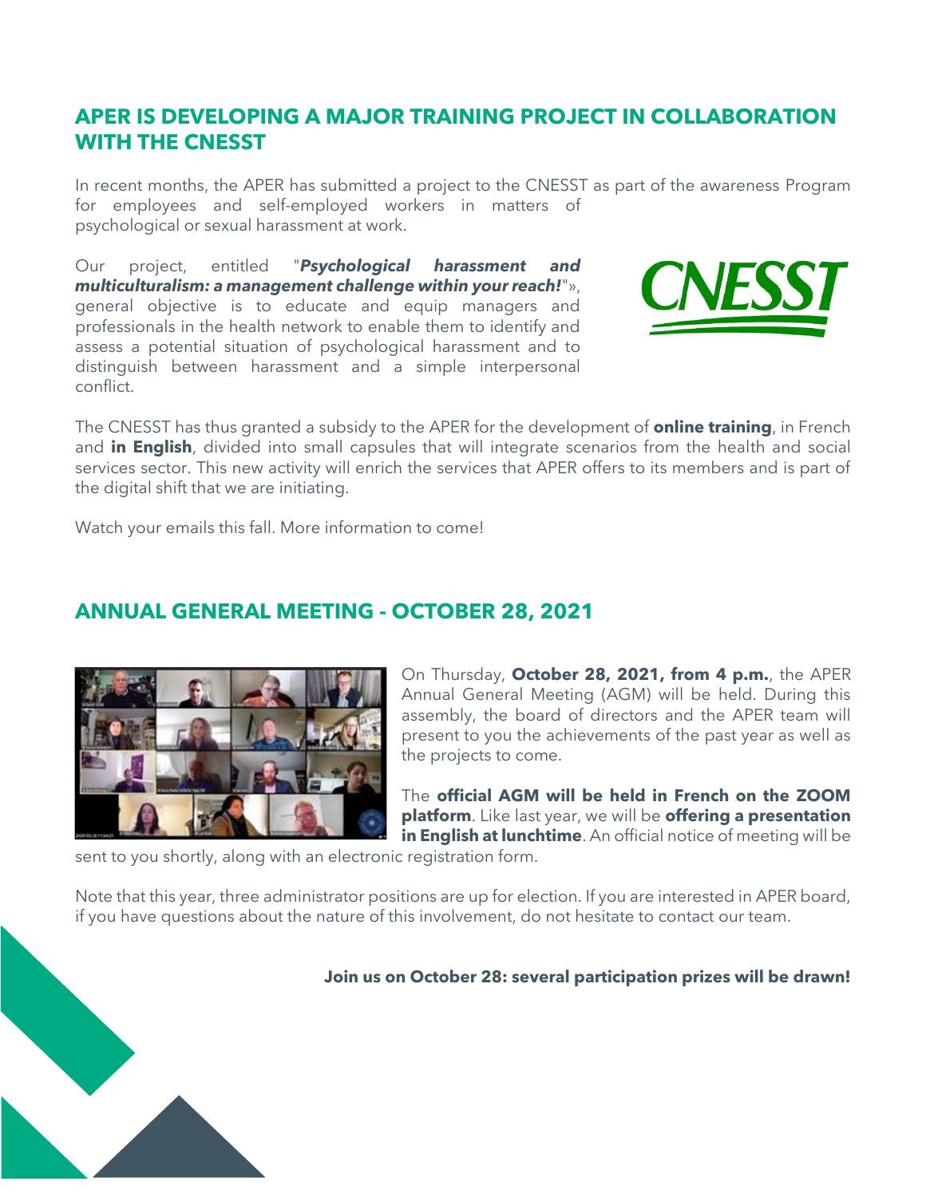## APER IS DEVELOPING A MAJOR TRAINING PROJECT IN COLLABORATION WITH THE CNESST

In recent months, the APER has submitted a project to the CNESST as part of the awareness Program for employees and self-employed workers in matters of psychological or sexual harassment at work.

Our project, entitled "***Psychological harassment and multiculturalism: a management challenge within your reach!***"», general objective is to educate and equip managers and professionals in the health network to enable them to identify and assess a potential situation of psychological harassment and to distinguish between harassment and a simple interpersonal conflict.

The CNESST has thus granted a subsidy to the APER for the development of **online training**, in French and **in English**, divided into small capsules that will integrate scenarios from the health and social services sector. This new activity will enrich the services that APER offers to its members and is part of the digital shift that we are initiating.

Watch your emails this fall. More information to come!

## ANNUAL GENERAL MEETING - OCTOBER 28, 2021

On Thursday, **October 28, 2021, from 4 p.m.**, the APER Annual General Meeting (AGM) will be held. During this assembly, the board of directors and the APER team will present to you the achievements of the past year as well as the projects to come.

The **official AGM will be held in French on the ZOOM platform**. Like last year, we will be **offering a presentation in English at lunchtime**. An official notice of meeting will be sent to you shortly, along with an electronic registration form.

Note that this year, three administrator positions are up for election. If you are interested in APER board, if you have questions about the nature of this involvement, do not hesitate to contact our team.

**Join us on October 28: several participation prizes will be drawn!**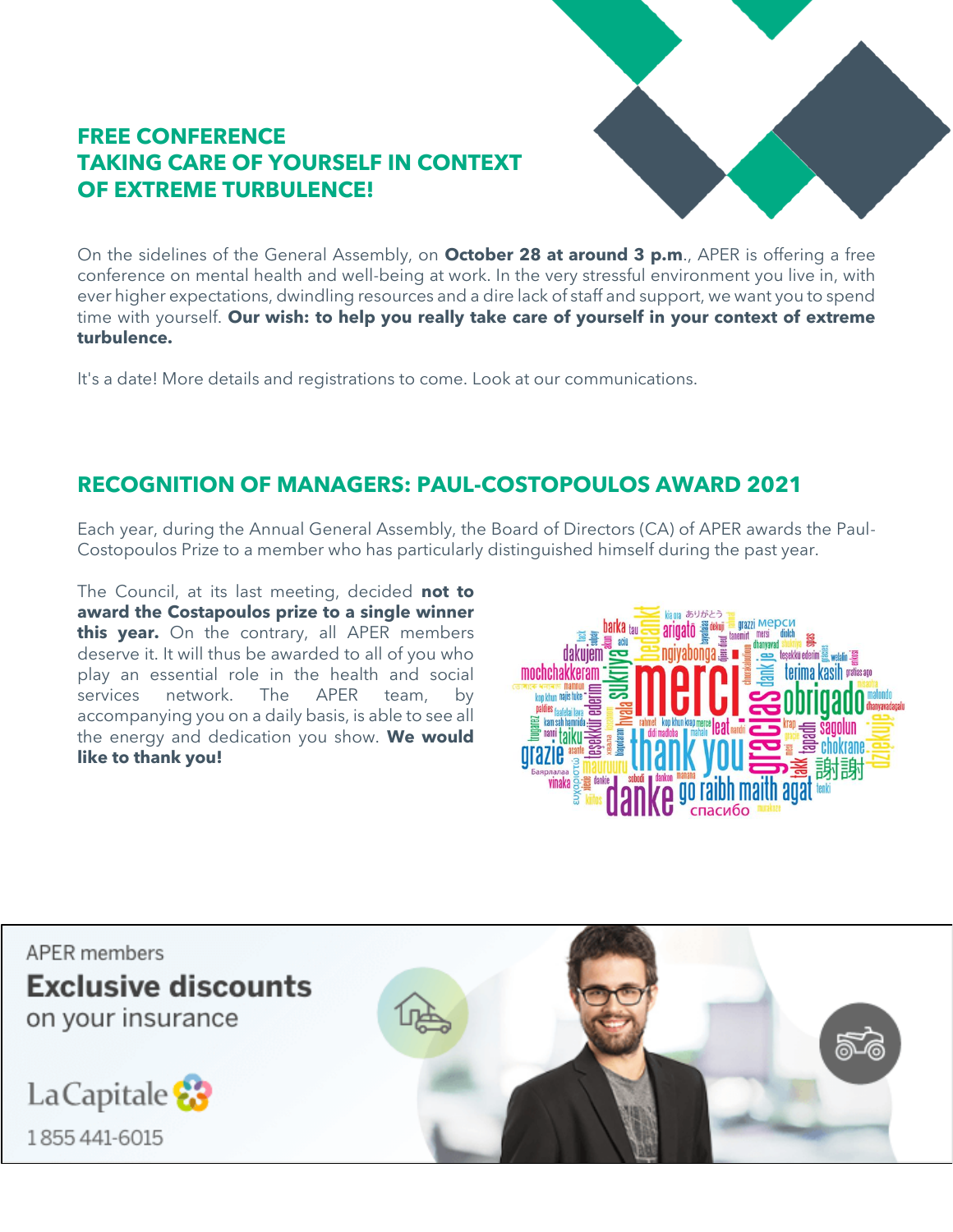## FREE CONFERENCE TAKING CARE OF YOURSELF IN CONTEXT OF EXTREME TURBULENCE!

On the sidelines of the General Assembly, on **October 28 at around 3 p.m**., APER is offering a free conference on mental health and well-being at work. In the very stressful environment you live in, with ever higher expectations, dwindling resources and a dire lack of staff and support, we want you to spend time with yourself. **Our wish: to help you really take care of yourself in your context of extreme turbulence.**

It's a date! More details and registrations to come. Look at our communications.

## RECOGNITION OF MANAGERS: PAUL-COSTOPOULOS AWARD 2021

Each year, during the Annual General Assembly, the Board of Directors (CA) of APER awards the Paul-Costopoulos Prize to a member who has particularly distinguished himself during the past year.

The Council, at its last meeting, decided **not to award the Costapoulos prize to a single winner this year.** On the contrary, all APER members deserve it. It will thus be awarded to all of you who play an essential role in the health and social services network. The APER team, by accompanying you on a daily basis, is able to see all the energy and dedication you show. **We would like to thank you!**

APER members

**Exclusive discounts**

on your insurance

La Capitale

1 855 441-6015